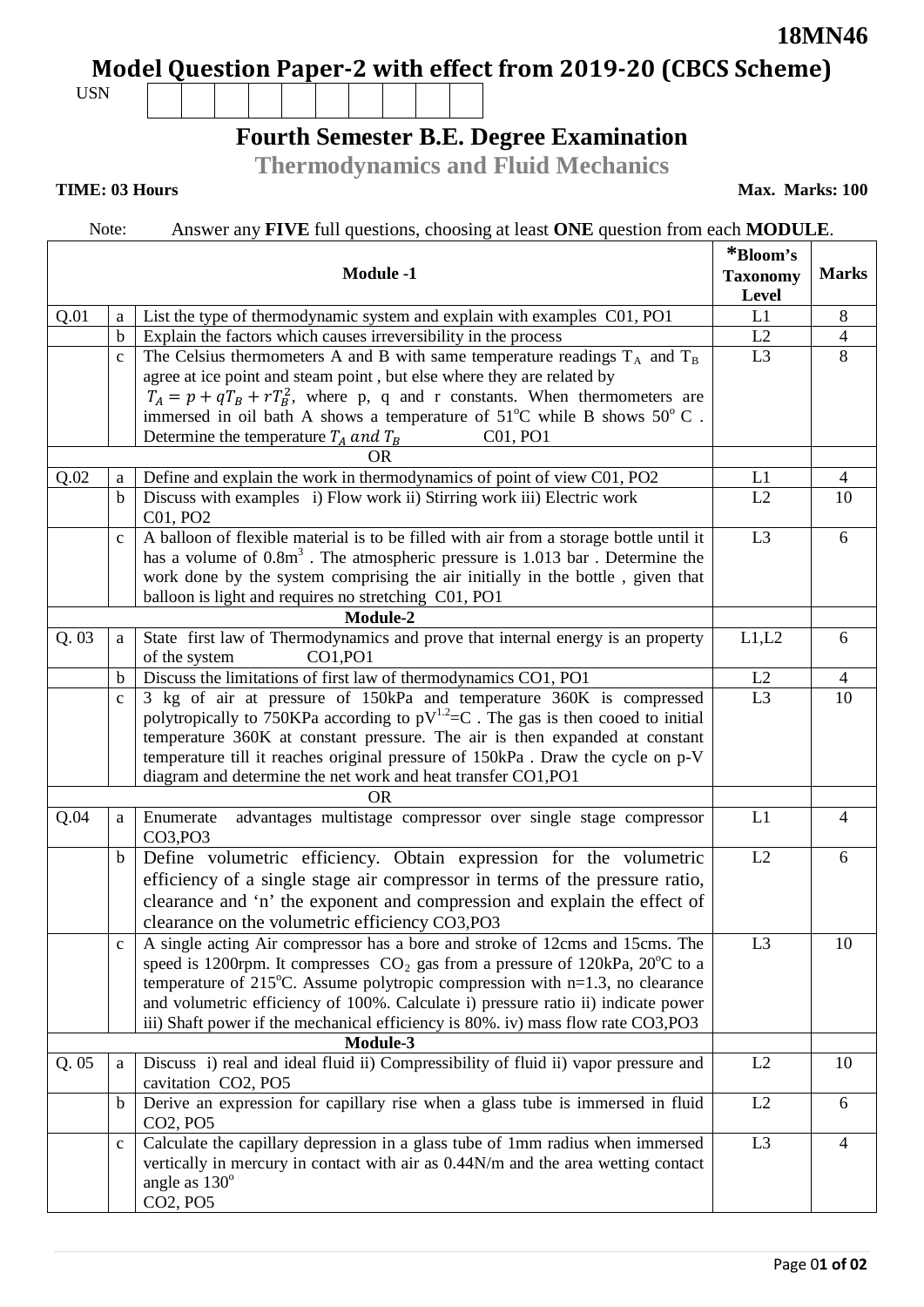**18MN46**

# Model Question Paper-2 with effect from 2019-20 (CBCS Scheme)

USN | | | | | | | | | | |

## Fourth Semester B.E. Degree Examination

## Thermodynamics and Fluid Mechanics

**TIME: 03 Hours** **Max. Marks: 100**

Note: Answer any **FIVE** full questions, choosing at least **ONE** question from each **MODULE**.

| | | **Module -1** | ***Bloom's Taxonomy Level** | **Marks** |
|---|---|---|---|---|
| Q.01 | a | List the type of thermodynamic system and explain with examples C01, PO1 | L1 | 8 |
| | b | Explain the factors which causes irreversibility in the process | L2 | 4 |
| | c | The Celsius thermometers A and B with same temperature readings $T_A$ and $T_B$ agree at ice point and steam point , but else where they are related by $T_A = p + qT_B + rT_B^2$, where p, q and r constants. When thermometers are immersed in oil bath A shows a temperature of $51^oC$ while B shows $50^o$ C . Determine the temperature $T_A$ $and$ $T_B$ C01, PO1 | L3 | 8 |
| | | OR | | |
| Q.02 | a | Define and explain the work in thermodynamics of point of view C01, PO2 | L1 | 4 |
| | b | Discuss with examples i) Flow work ii) Stirring work iii) Electric work C01, PO2 | L2 | 10 |
| | c | A balloon of flexible material is to be filled with air from a storage bottle until it has a volume of $0.8m^3$ . The atmospheric pressure is 1.013 bar . Determine the work done by the system comprising the air initially in the bottle , given that balloon is light and requires no stretching C01, PO1 | L3 | 6 |
| | | **Module-2** | | |
| Q. 03 | a | State first law of Thermodynamics and prove that internal energy is an property of the system CO1,PO1 | L1,L2 | 6 |
| | b | Discuss the limitations of first law of thermodynamics CO1, PO1 | L2 | 4 |
| | c | 3 kg of air at pressure of 150kPa and temperature 360K is compressed polytropically to 750KPa according to $pV^{1.2}$=C . The gas is then cooed to initial temperature 360K at constant pressure. The air is then expanded at constant temperature till it reaches original pressure of 150kPa . Draw the cycle on p-V diagram and determine the net work and heat transfer CO1,PO1 | L3 | 10 |
| | | OR | | |
| Q.04 | a | Enumerate advantages multistage compressor over single stage compressor CO3,PO3 | L1 | 4 |
| | b | Define volumetric efficiency. Obtain expression for the volumetric efficiency of a single stage air compressor in terms of the pressure ratio, clearance and 'n' the exponent and compression and explain the effect of clearance on the volumetric efficiency CO3,PO3 | L2 | 6 |
| | c | A single acting Air compressor has a bore and stroke of 12cms and 15cms. The speed is 1200rpm. It compresses $CO_2$ gas from a pressure of 120kPa, $20^oC$ to a temperature of $215^oC$. Assume polytropic compression with n=1.3, no clearance and volumetric efficiency of 100%. Calculate i) pressure ratio ii) indicate power iii) Shaft power if the mechanical efficiency is 80%. iv) mass flow rate CO3,PO3 | L3 | 10 |
| | | **Module-3** | | |
| Q. 05 | a | Discuss i) real and ideal fluid ii) Compressibility of fluid ii) vapor pressure and cavitation CO2, PO5 | L2 | 10 |
| | b | Derive an expression for capillary rise when a glass tube is immersed in fluid CO2, PO5 | L2 | 6 |
| | c | Calculate the capillary depression in a glass tube of 1mm radius when immersed vertically in mercury in contact with air as 0.44N/m and the area wetting contact angle as $130^o$ CO2, PO5 | L3 | 4 |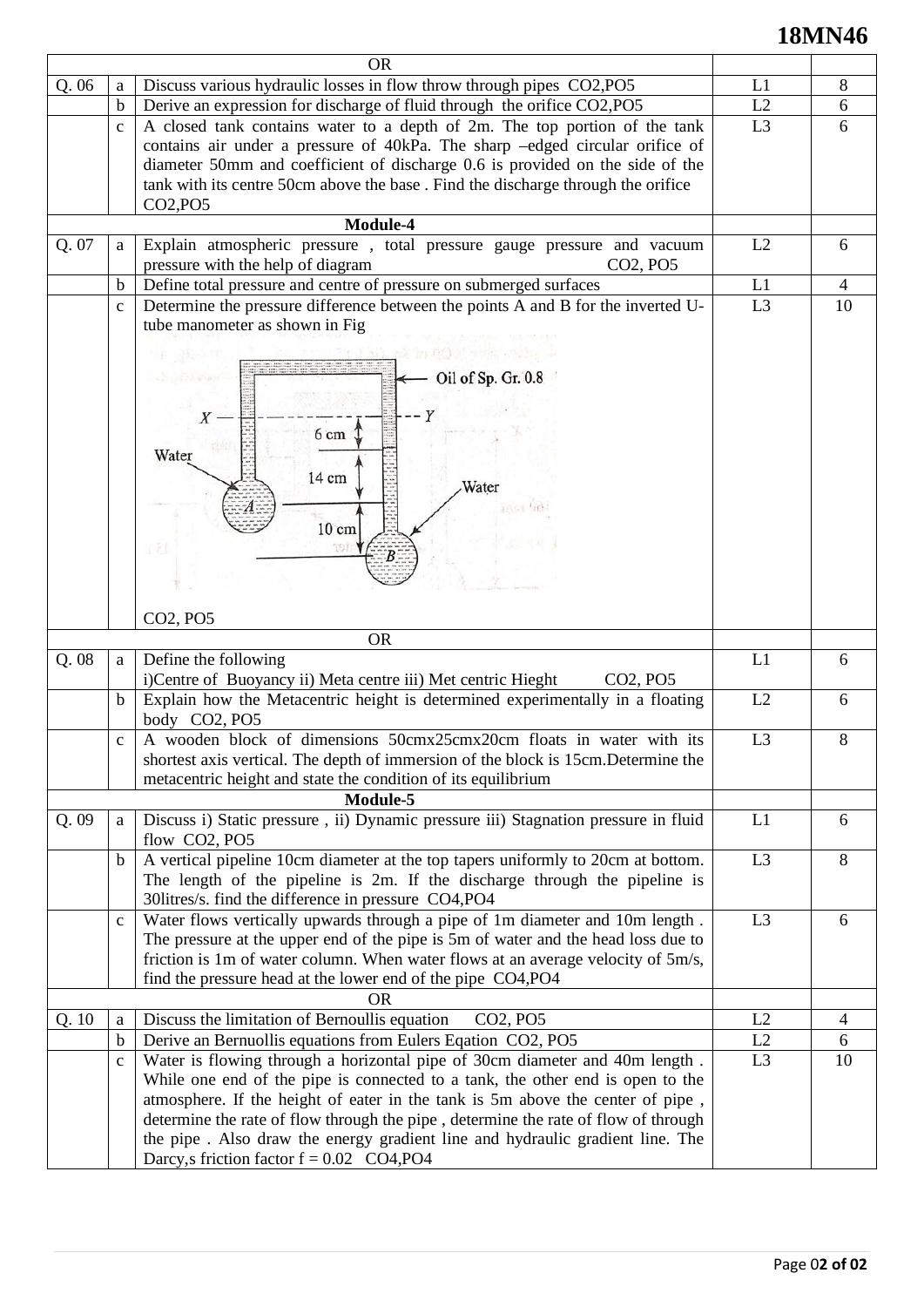| | | | | |
|---|---|---|---|---|
| **OR** | | | | |
| Q. 06 | a | Discuss various hydraulic losses in flow throw through pipes CO2,PO5 | L1 | 8 |
| | b | Derive an expression for discharge of fluid through the orifice CO2,PO5 | L2 | 6 |
| | c | A closed tank contains water to a depth of 2m. The top portion of the tank contains air under a pressure of 40kPa. The sharp –edged circular orifice of diameter 50mm and coefficient of discharge 0.6 is provided on the side of the tank with its centre 50cm above the base . Find the discharge through the orifice CO2,PO5 | L3 | 6 |
| **Module-4** | | | | |
| Q. 07 | a | Explain atmospheric pressure , total pressure gauge pressure and vacuum pressure with the help of diagram CO2, PO5 | L2 | 6 |
| | b | Define total pressure and centre of pressure on submerged surfaces | L1 | 4 |
| | c | Determine the pressure difference between the points A and B for the inverted U-tube manometer as shown in Fig<br>Oil of Sp. Gr. 0.8<br>X Y<br>6 cm<br>Water<br>14 cm<br>Water<br>A<br>10 cm<br>B<br>CO2, PO5 | L3 | 10 |
| **OR** | | | | |
| Q. 08 | a | Define the following<br>i)Centre of Buoyancy ii) Meta centre iii) Met centric Hieght CO2, PO5 | L1 | 6 |
| | b | Explain how the Metacentric height is determined experimentally in a floating body CO2, PO5 | L2 | 6 |
| | c | A wooden block of dimensions 50cmx25cmx20cm floats in water with its shortest axis vertical. The depth of immersion of the block is 15cm.Determine the metacentric height and state the condition of its equilibrium | L3 | 8 |
| **Module-5** | | | | |
| Q. 09 | a | Discuss i) Static pressure , ii) Dynamic pressure iii) Stagnation pressure in fluid flow CO2, PO5 | L1 | 6 |
| | b | A vertical pipeline 10cm diameter at the top tapers uniformly to 20cm at bottom. The length of the pipeline is 2m. If the discharge through the pipeline is 30litres/s. find the difference in pressure CO4,PO4 | L3 | 8 |
| | c | Water flows vertically upwards through a pipe of 1m diameter and 10m length . The pressure at the upper end of the pipe is 5m of water and the head loss due to friction is 1m of water column. When water flows at an average velocity of 5m/s, find the pressure head at the lower end of the pipe CO4,PO4 | L3 | 6 |
| **OR** | | | | |
| Q. 10 | a | Discuss the limitation of Bernoullis equation CO2, PO5 | L2 | 4 |
| | b | Derive an Bernuollis equations from Eulers Eqation CO2, PO5 | L2 | 6 |
| | c | Water is flowing through a horizontal pipe of 30cm diameter and 40m length . While one end of the pipe is connected to a tank, the other end is open to the atmosphere. If the height of eater in the tank is 5m above the center of pipe , determine the rate of flow through the pipe , determine the rate of flow of through the pipe . Also draw the energy gradient line and hydraulic gradient line. The Darcy,s friction factor f = 0.02 CO4,PO4 | L3 | 10 |